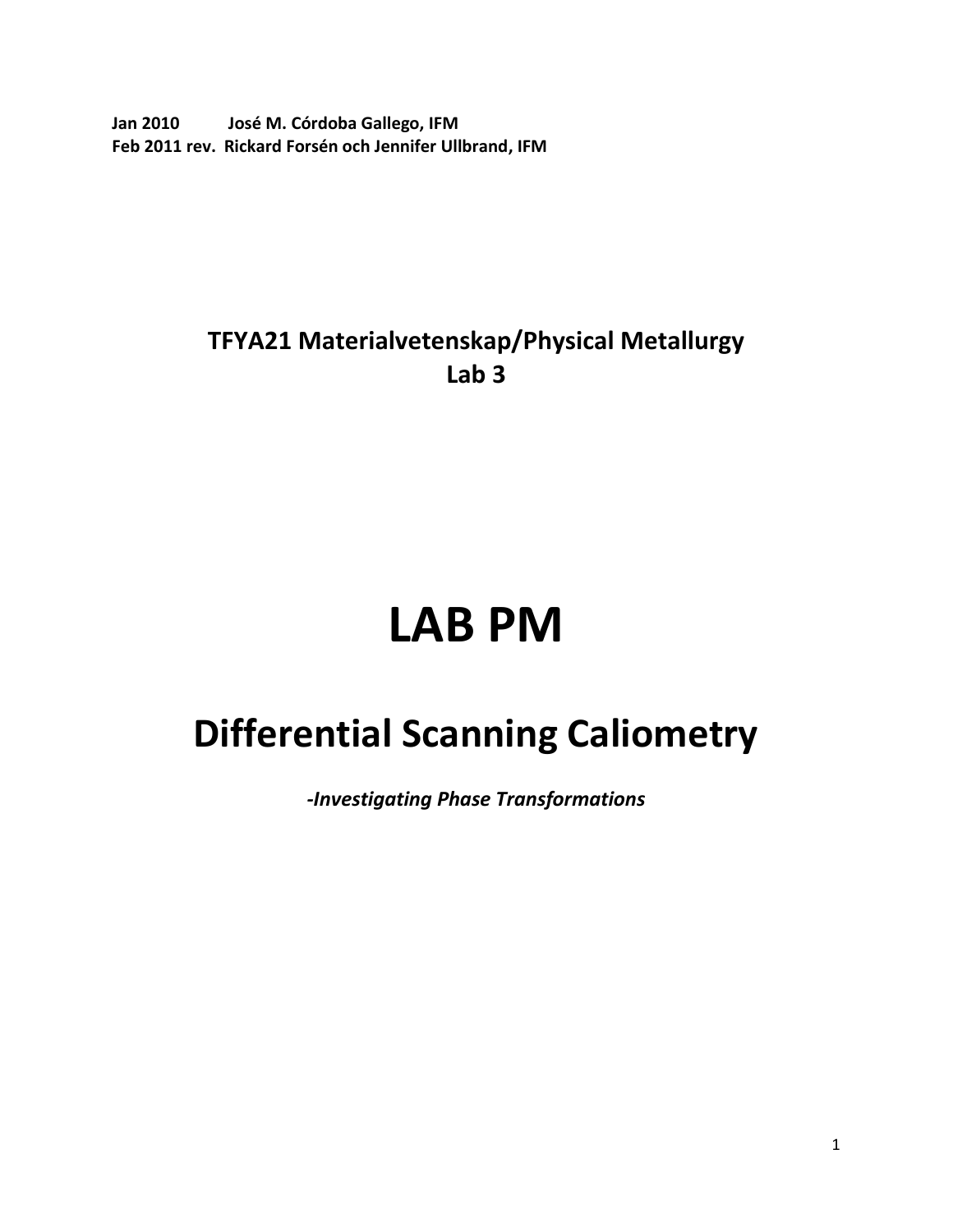**Jan 2010 José M. Córdoba Gallego, IFM**
**Feb 2011 rev. Rickard Forsén och Jennifer Ullbrand, IFM**

**TFYA21 Materialvetenskap/Physical Metallurgy**
**Lab 3**

# LAB PM

## Differential Scanning Caliometry

***-Investigating Phase Transformations***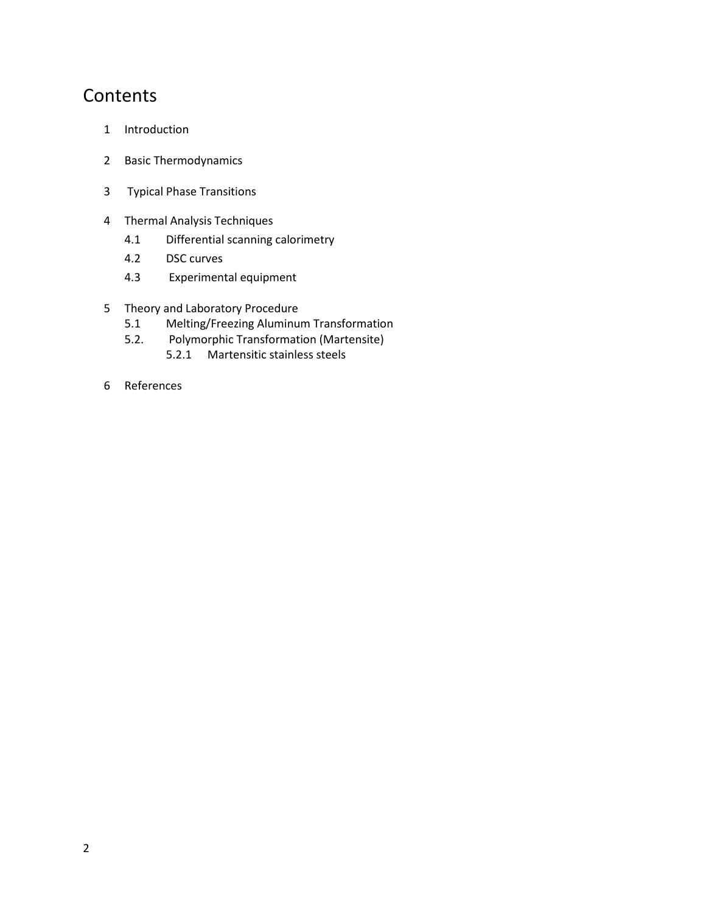# Contents

1 Introduction

2 Basic Thermodynamics

3 Typical Phase Transitions

4 Thermal Analysis Techniques
   - 4.1 Differential scanning calorimetry
   - 4.2 DSC curves
   - 4.3 Experimental equipment

5 Theory and Laboratory Procedure
   - 5.1 Melting/Freezing Aluminum Transformation
   - 5.2. Polymorphic Transformation (Martensite)
      - 5.2.1 Martensitic stainless steels

6 References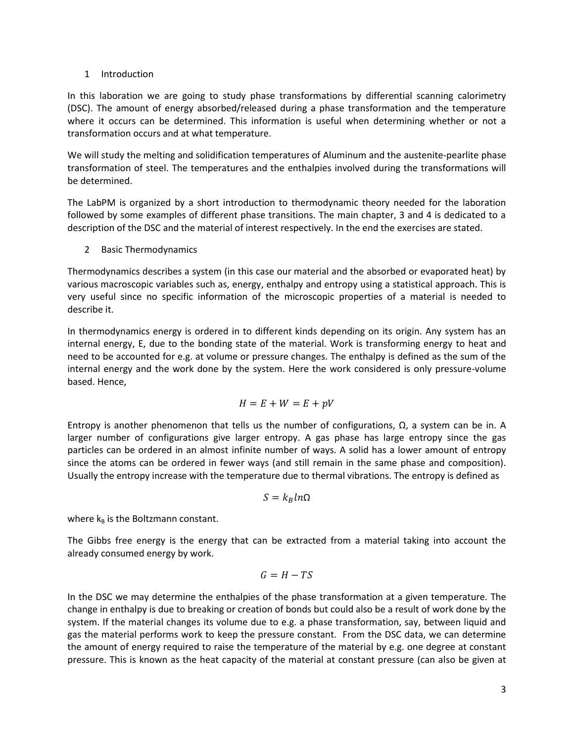# 1 Introduction

In this laboration we are going to study phase transformations by differential scanning calorimetry (DSC). The amount of energy absorbed/released during a phase transformation and the temperature where it occurs can be determined. This information is useful when determining whether or not a transformation occurs and at what temperature.

We will study the melting and solidification temperatures of Aluminum and the austenite-pearlite phase transformation of steel. The temperatures and the enthalpies involved during the transformations will be determined.

The LabPM is organized by a short introduction to thermodynamic theory needed for the laboration followed by some examples of different phase transitions. The main chapter, 3 and 4 is dedicated to a description of the DSC and the material of interest respectively. In the end the exercises are stated.

# 2 Basic Thermodynamics

Thermodynamics describes a system (in this case our material and the absorbed or evaporated heat) by various macroscopic variables such as, energy, enthalpy and entropy using a statistical approach. This is very useful since no specific information of the microscopic properties of a material is needed to describe it.

In thermodynamics energy is ordered in to different kinds depending on its origin. Any system has an internal energy, E, due to the bonding state of the material. Work is transforming energy to heat and need to be accounted for e.g. at volume or pressure changes. The enthalpy is defined as the sum of the internal energy and the work done by the system. Here the work considered is only pressure-volume based. Hence,

$$H = E + W = E + pV$$

Entropy is another phenomenon that tells us the number of configurations, Ω, a system can be in. A larger number of configurations give larger entropy. A gas phase has large entropy since the gas particles can be ordered in an almost infinite number of ways. A solid has a lower amount of entropy since the atoms can be ordered in fewer ways (and still remain in the same phase and composition). Usually the entropy increase with the temperature due to thermal vibrations. The entropy is defined as

$$S = k_B ln\Omega$$

where $k_B$ is the Boltzmann constant.

The Gibbs free energy is the energy that can be extracted from a material taking into account the already consumed energy by work.

$$G = H - TS$$

In the DSC we may determine the enthalpies of the phase transformation at a given temperature. The change in enthalpy is due to breaking or creation of bonds but could also be a result of work done by the system. If the material changes its volume due to e.g. a phase transformation, say, between liquid and gas the material performs work to keep the pressure constant. From the DSC data, we can determine the amount of energy required to raise the temperature of the material by e.g. one degree at constant pressure. This is known as the heat capacity of the material at constant pressure (can also be given at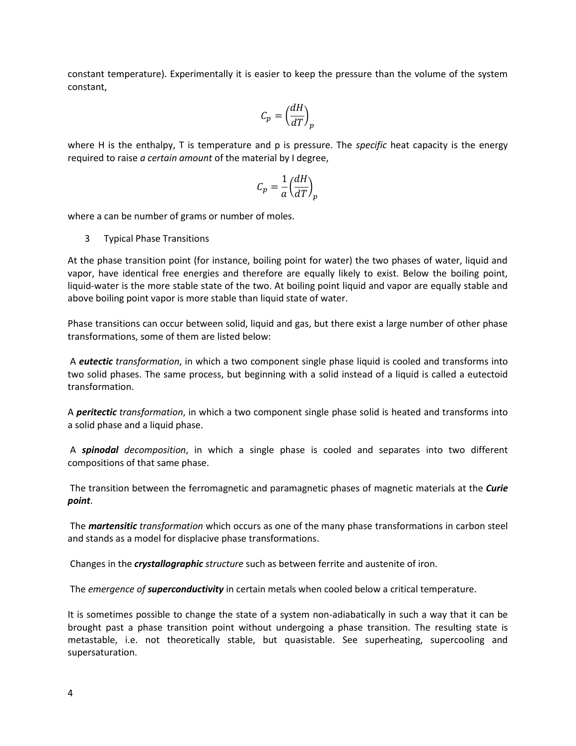constant temperature). Experimentally it is easier to keep the pressure than the volume of the system constant,

$$C_p = \left(\frac{dH}{dT}\right)_p$$

where H is the enthalpy, T is temperature and p is pressure. The *specific* heat capacity is the energy required to raise *a certain amount* of the material by I degree,

$$C_p = \frac{1}{a}\left(\frac{dH}{dT}\right)_p$$

where a can be number of grams or number of moles.

## 3 Typical Phase Transitions

At the phase transition point (for instance, boiling point for water) the two phases of water, liquid and vapor, have identical free energies and therefore are equally likely to exist. Below the boiling point, liquid-water is the more stable state of the two. At boiling point liquid and vapor are equally stable and above boiling point vapor is more stable than liquid state of water.

Phase transitions can occur between solid, liquid and gas, but there exist a large number of other phase transformations, some of them are listed below:

A ***eutectic*** *transformation*, in which a two component single phase liquid is cooled and transforms into two solid phases. The same process, but beginning with a solid instead of a liquid is called a eutectoid transformation.

A ***peritectic*** *transformation*, in which a two component single phase solid is heated and transforms into a solid phase and a liquid phase.

A ***spinodal*** *decomposition*, in which a single phase is cooled and separates into two different compositions of that same phase.

The transition between the ferromagnetic and paramagnetic phases of magnetic materials at the ***Curie point***.

The ***martensitic*** *transformation* which occurs as one of the many phase transformations in carbon steel and stands as a model for displacive phase transformations.

Changes in the ***crystallographic*** *structure* such as between ferrite and austenite of iron.

The *emergence of* ***superconductivity*** in certain metals when cooled below a critical temperature.

It is sometimes possible to change the state of a system non-adiabatically in such a way that it can be brought past a phase transition point without undergoing a phase transition. The resulting state is metastable, i.e. not theoretically stable, but quasistable. See superheating, supercooling and supersaturation.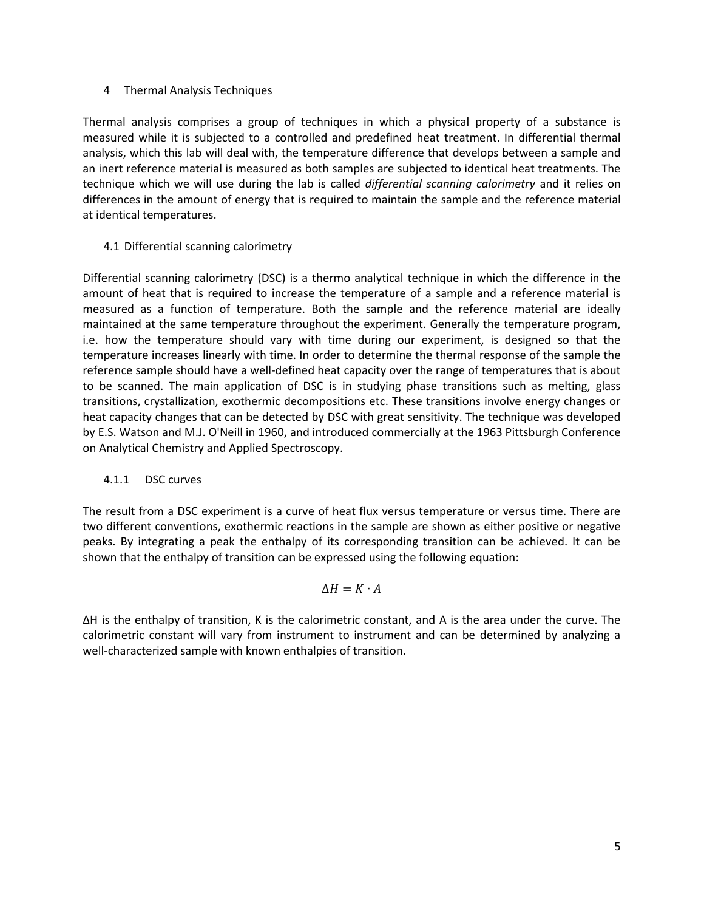# 4 Thermal Analysis Techniques

Thermal analysis comprises a group of techniques in which a physical property of a substance is measured while it is subjected to a controlled and predefined heat treatment. In differential thermal analysis, which this lab will deal with, the temperature difference that develops between a sample and an inert reference material is measured as both samples are subjected to identical heat treatments. The technique which we will use during the lab is called *differential scanning calorimetry* and it relies on differences in the amount of energy that is required to maintain the sample and the reference material at identical temperatures.

## 4.1 Differential scanning calorimetry

Differential scanning calorimetry (DSC) is a thermo analytical technique in which the difference in the amount of heat that is required to increase the temperature of a sample and a reference material is measured as a function of temperature. Both the sample and the reference material are ideally maintained at the same temperature throughout the experiment. Generally the temperature program, i.e. how the temperature should vary with time during our experiment, is designed so that the temperature increases linearly with time. In order to determine the thermal response of the sample the reference sample should have a well-defined heat capacity over the range of temperatures that is about to be scanned. The main application of DSC is in studying phase transitions such as melting, glass transitions, crystallization, exothermic decompositions etc. These transitions involve energy changes or heat capacity changes that can be detected by DSC with great sensitivity. The technique was developed by E.S. Watson and M.J. O'Neill in 1960, and introduced commercially at the 1963 Pittsburgh Conference on Analytical Chemistry and Applied Spectroscopy.

### 4.1.1 DSC curves

The result from a DSC experiment is a curve of heat flux versus temperature or versus time. There are two different conventions, exothermic reactions in the sample are shown as either positive or negative peaks. By integrating a peak the enthalpy of its corresponding transition can be achieved. It can be shown that the enthalpy of transition can be expressed using the following equation:

$$\Delta H = K \cdot A$$

$\Delta H$ is the enthalpy of transition, $K$ is the calorimetric constant, and $A$ is the area under the curve. The calorimetric constant will vary from instrument to instrument and can be determined by analyzing a well-characterized sample with known enthalpies of transition.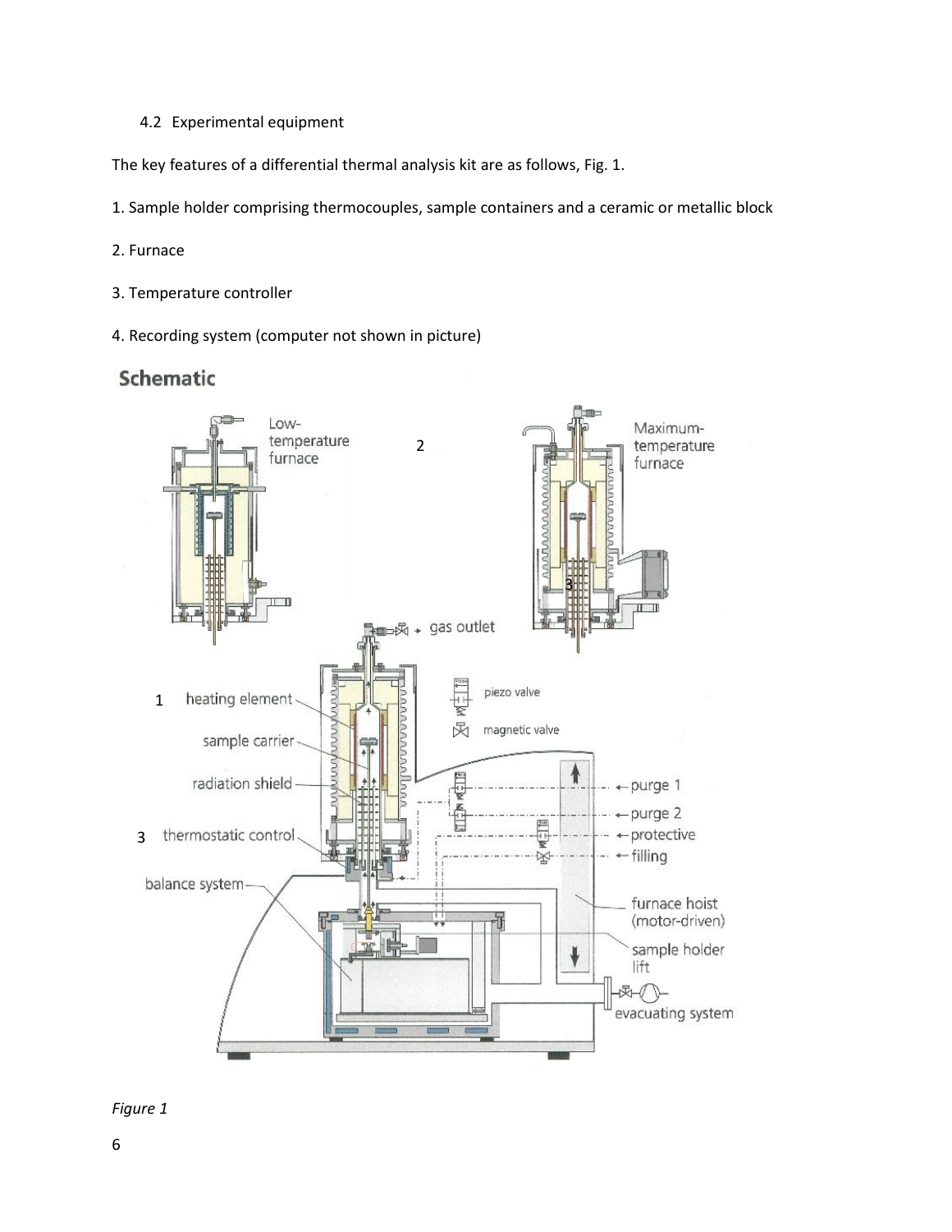4.2 Experimental equipment

The key features of a differential thermal analysis kit are as follows, Fig. 1.

1. Sample holder comprising thermocouples, sample containers and a ceramic or metallic block
2. Furnace
3. Temperature controller
4. Recording system (computer not shown in picture)

*Figure 1*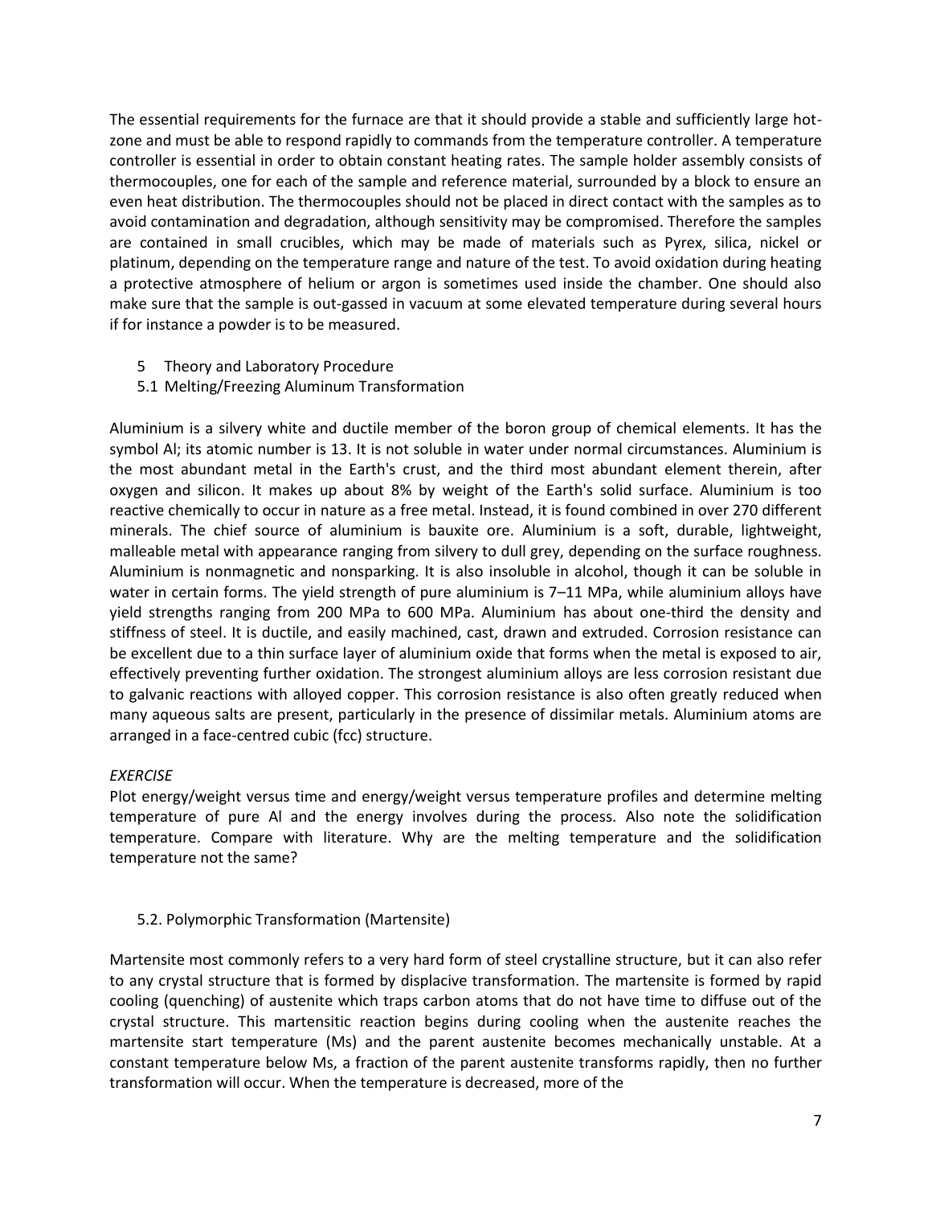The essential requirements for the furnace are that it should provide a stable and sufficiently large hot-zone and must be able to respond rapidly to commands from the temperature controller. A temperature controller is essential in order to obtain constant heating rates. The sample holder assembly consists of thermocouples, one for each of the sample and reference material, surrounded by a block to ensure an even heat distribution. The thermocouples should not be placed in direct contact with the samples as to avoid contamination and degradation, although sensitivity may be compromised. Therefore the samples are contained in small crucibles, which may be made of materials such as Pyrex, silica, nickel or platinum, depending on the temperature range and nature of the test. To avoid oxidation during heating a protective atmosphere of helium or argon is sometimes used inside the chamber. One should also make sure that the sample is out-gassed in vacuum at some elevated temperature during several hours if for instance a powder is to be measured.

## 5 Theory and Laboratory Procedure

### 5.1 Melting/Freezing Aluminum Transformation

Aluminium is a silvery white and ductile member of the boron group of chemical elements. It has the symbol Al; its atomic number is 13. It is not soluble in water under normal circumstances. Aluminium is the most abundant metal in the Earth's crust, and the third most abundant element therein, after oxygen and silicon. It makes up about 8% by weight of the Earth's solid surface. Aluminium is too reactive chemically to occur in nature as a free metal. Instead, it is found combined in over 270 different minerals. The chief source of aluminium is bauxite ore. Aluminium is a soft, durable, lightweight, malleable metal with appearance ranging from silvery to dull grey, depending on the surface roughness. Aluminium is nonmagnetic and nonsparking. It is also insoluble in alcohol, though it can be soluble in water in certain forms. The yield strength of pure aluminium is 7–11 MPa, while aluminium alloys have yield strengths ranging from 200 MPa to 600 MPa. Aluminium has about one-third the density and stiffness of steel. It is ductile, and easily machined, cast, drawn and extruded. Corrosion resistance can be excellent due to a thin surface layer of aluminium oxide that forms when the metal is exposed to air, effectively preventing further oxidation. The strongest aluminium alloys are less corrosion resistant due to galvanic reactions with alloyed copper. This corrosion resistance is also often greatly reduced when many aqueous salts are present, particularly in the presence of dissimilar metals. Aluminium atoms are arranged in a face-centred cubic (fcc) structure.

*EXERCISE*

Plot energy/weight versus time and energy/weight versus temperature profiles and determine melting temperature of pure Al and the energy involves during the process. Also note the solidification temperature. Compare with literature. Why are the melting temperature and the solidification temperature not the same?

### 5.2. Polymorphic Transformation (Martensite)

Martensite most commonly refers to a very hard form of steel crystalline structure, but it can also refer to any crystal structure that is formed by displacive transformation. The martensite is formed by rapid cooling (quenching) of austenite which traps carbon atoms that do not have time to diffuse out of the crystal structure. This martensitic reaction begins during cooling when the austenite reaches the martensite start temperature (Ms) and the parent austenite becomes mechanically unstable. At a constant temperature below Ms, a fraction of the parent austenite transforms rapidly, then no further transformation will occur. When the temperature is decreased, more of the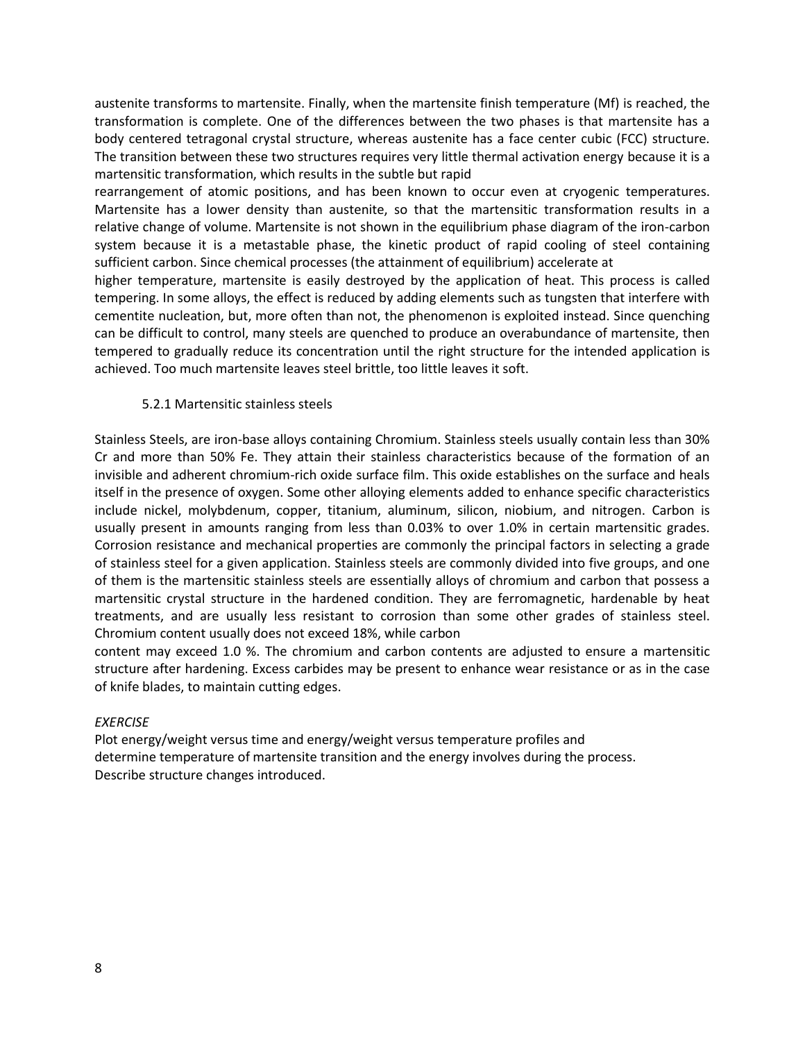austenite transforms to martensite. Finally, when the martensite finish temperature (Mf) is reached, the transformation is complete. One of the differences between the two phases is that martensite has a body centered tetragonal crystal structure, whereas austenite has a face center cubic (FCC) structure. The transition between these two structures requires very little thermal activation energy because it is a martensitic transformation, which results in the subtle but rapid rearrangement of atomic positions, and has been known to occur even at cryogenic temperatures. Martensite has a lower density than austenite, so that the martensitic transformation results in a relative change of volume. Martensite is not shown in the equilibrium phase diagram of the iron-carbon system because it is a metastable phase, the kinetic product of rapid cooling of steel containing sufficient carbon. Since chemical processes (the attainment of equilibrium) accelerate at higher temperature, martensite is easily destroyed by the application of heat. This process is called tempering. In some alloys, the effect is reduced by adding elements such as tungsten that interfere with cementite nucleation, but, more often than not, the phenomenon is exploited instead. Since quenching can be difficult to control, many steels are quenched to produce an overabundance of martensite, then tempered to gradually reduce its concentration until the right structure for the intended application is achieved. Too much martensite leaves steel brittle, too little leaves it soft.

### 5.2.1 Martensitic stainless steels

Stainless Steels, are iron-base alloys containing Chromium. Stainless steels usually contain less than 30% Cr and more than 50% Fe. They attain their stainless characteristics because of the formation of an invisible and adherent chromium-rich oxide surface film. This oxide establishes on the surface and heals itself in the presence of oxygen. Some other alloying elements added to enhance specific characteristics include nickel, molybdenum, copper, titanium, aluminum, silicon, niobium, and nitrogen. Carbon is usually present in amounts ranging from less than 0.03% to over 1.0% in certain martensitic grades. Corrosion resistance and mechanical properties are commonly the principal factors in selecting a grade of stainless steel for a given application. Stainless steels are commonly divided into five groups, and one of them is the martensitic stainless steels are essentially alloys of chromium and carbon that possess a martensitic crystal structure in the hardened condition. They are ferromagnetic, hardenable by heat treatments, and are usually less resistant to corrosion than some other grades of stainless steel. Chromium content usually does not exceed 18%, while carbon content may exceed 1.0 %. The chromium and carbon contents are adjusted to ensure a martensitic structure after hardening. Excess carbides may be present to enhance wear resistance or as in the case of knife blades, to maintain cutting edges.

*EXERCISE*

Plot energy/weight versus time and energy/weight versus temperature profiles and determine temperature of martensite transition and the energy involves during the process.
Describe structure changes introduced.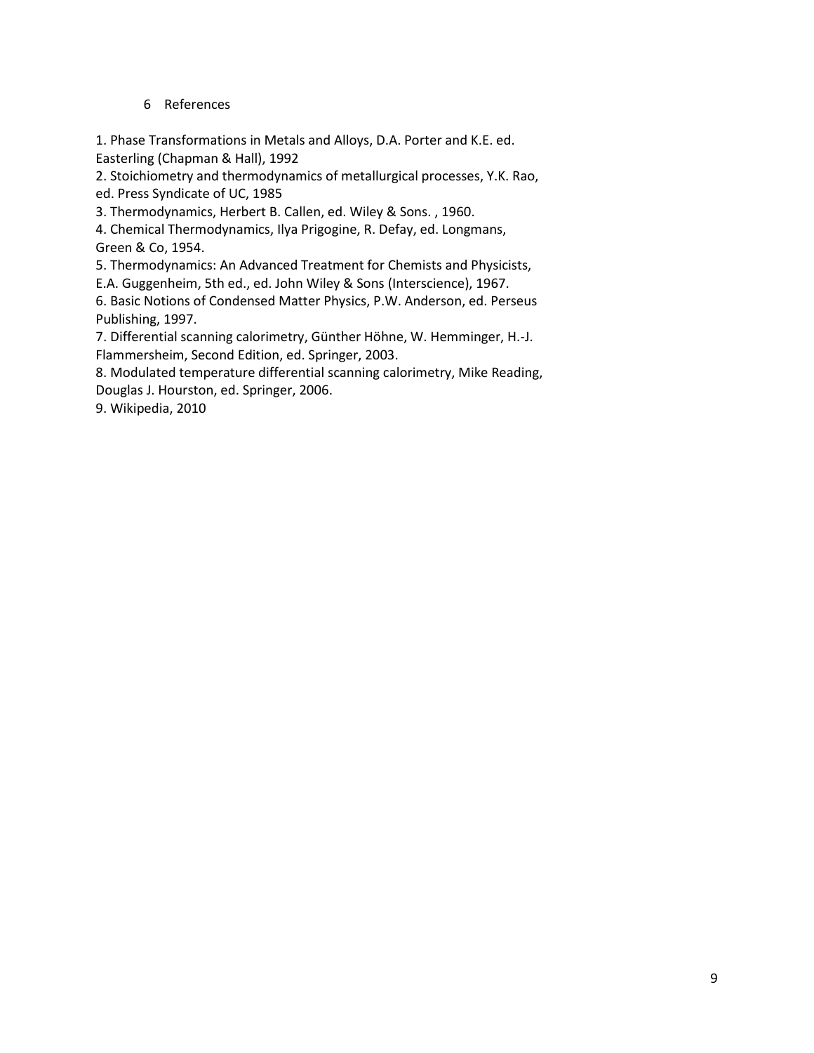## 6 References

1. Phase Transformations in Metals and Alloys, D.A. Porter and K.E. ed. Easterling (Chapman & Hall), 1992
2. Stoichiometry and thermodynamics of metallurgical processes, Y.K. Rao, ed. Press Syndicate of UC, 1985
3. Thermodynamics, Herbert B. Callen, ed. Wiley & Sons. , 1960.
4. Chemical Thermodynamics, Ilya Prigogine, R. Defay, ed. Longmans, Green & Co, 1954.
5. Thermodynamics: An Advanced Treatment for Chemists and Physicists, E.A. Guggenheim, 5th ed., ed. John Wiley & Sons (Interscience), 1967.
6. Basic Notions of Condensed Matter Physics, P.W. Anderson, ed. Perseus Publishing, 1997.
7. Differential scanning calorimetry, Günther Höhne, W. Hemminger, H.-J. Flammersheim, Second Edition, ed. Springer, 2003.
8. Modulated temperature differential scanning calorimetry, Mike Reading, Douglas J. Hourston, ed. Springer, 2006.
9. Wikipedia, 2010